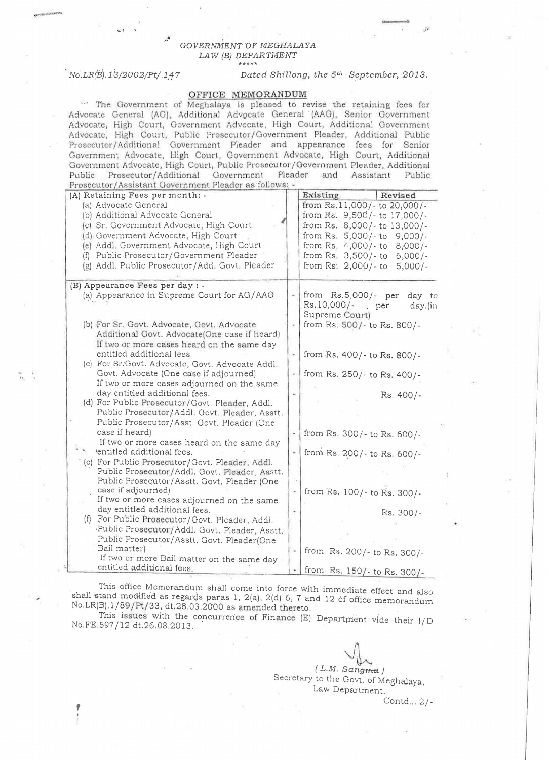GOVERNMENT OF MEGHALAYA
LAW (B) DEPARTMENT
\*\*\*\*\*

No.LR(B).13/2002/Pt/.147 Dated Shillong, the 5th September, 2013.

## OFFICE MEMORANDUM

The Government of Meghalaya is pleased to revise the retaining fees for Advocate General (AG), Additional Advocate General (AAG), Senior Government Advocate, High Court, Government Advocate, High Court, Additional Government Advocate, High Court, Public Prosecutor/Government Pleader, Additional Public Prosecutor/Additional Government Pleader and appearance fees for Senior Government Advocate, High Court, Government Advocate, High Court, Additional Government Advocate, High Court, Public Prosecutor/Government Pleader, Additional Public Prosecutor/Additional Government Pleader and Assistant Public Prosecutor/Assistant Government Pleader as follows: -

| (A) Retaining Fees per month: - | | Existing / Revised |
|---|---|---|
| (a) Advocate General | | from Rs.11,000/- to 20,000/- |
| (b) Additional Advocate General | | from Rs. 9,500/- to 17,000/- |
| (c) Sr. Government Advocate, High Court | | from Rs. 8,000/- to 13,000/- |
| (d) Government Advocate, High Court | | from Rs. 5,000/- to 9,000/- |
| (e) Addl. Government Advocate, High Court | | from Rs. 4,000/- to 8,000/- |
| (f) Public Prosecutor/Government Pleader | | from Rs. 3,500/- to 6,000/- |
| (g) Addl. Public Prosecutor/Add. Govt. Pleader | | from Rs. 2,000/- to 5,000/- |
| **(B) Appearance Fees per day : -** | | |
| (a) Appearance in Supreme Court for AG/AAG | - | from Rs.5,000/- per day to Rs.10,000/- , per day.(in Supreme Court) |
| (b) For Sr. Govt. Advocate, Govt. Advocate Additional Govt. Advocate(One case if heard) | - | from Rs. 500/- to Rs. 800/- |
| If two or more cases heard on the same day entitled additional fees | - | from Rs. 400/- to Rs. 800/- |
| (c) For Sr.Govt. Advocate, Govt. Advocate Addl. Govt. Advocate (One case if adjourned) | - | from Rs. 250/- to Rs. 400/- |
| If two or more cases adjourned on the same day entitled additional fees. | - | Rs. 400/- |
| (d) For Public Prosecutor/Govt. Pleader, Addl. Public Prosecutor/Addl. Govt. Pleader, Asstt. Public Prosecutor/Asst. Govt. Pleader (One case if heard) | - | from Rs. 300/- to Rs. 600/- |
| If two or more cases heard on the same day entitled additional fees. | - | from Rs. 200/- to Rs. 600/- |
| (e) For Public Prosecutor/Govt. Pleader, Addl. Public Prosecutor/Addl. Govt. Pleader, Asstt. Public Prosecutor/Asstt. Govt. Pleader (One case if adjourned) | - | from Rs. 100/- to Rs. 300/- |
| If two or more cases adjourned on the same day entitled additional fees. | - | Rs. 300/- |
| (f) For Public Prosecutor/Govt. Pleader, Addl. Public Prosecutor/Addl. Govt. Pleader, Asstt. Public Prosecutor/Asstt. Govt. Pleader(One Bail matter) | - | from Rs. 200/- to Rs. 300/- |
| If two or more Bail matter on the same day entitled additional fees. | - | from Rs. 150/- to Rs. 300/- |

This office Memorandum shall come into force with immediate effect and also shall stand modified as regards paras 1, 2(a), 2(d) 6, 7 and 12 of office memorandum No.LR(B).1/89/Pt/33, dt.28.03.2000 as amended thereto.

This issues with the concurrence of Finance (E) Department vide their I/D No.FE.597/12 dt.26.08.2013.

( L.M. Sangma )
Secretary to the Govt. of Meghalaya,
Law Department.

Contd... 2/-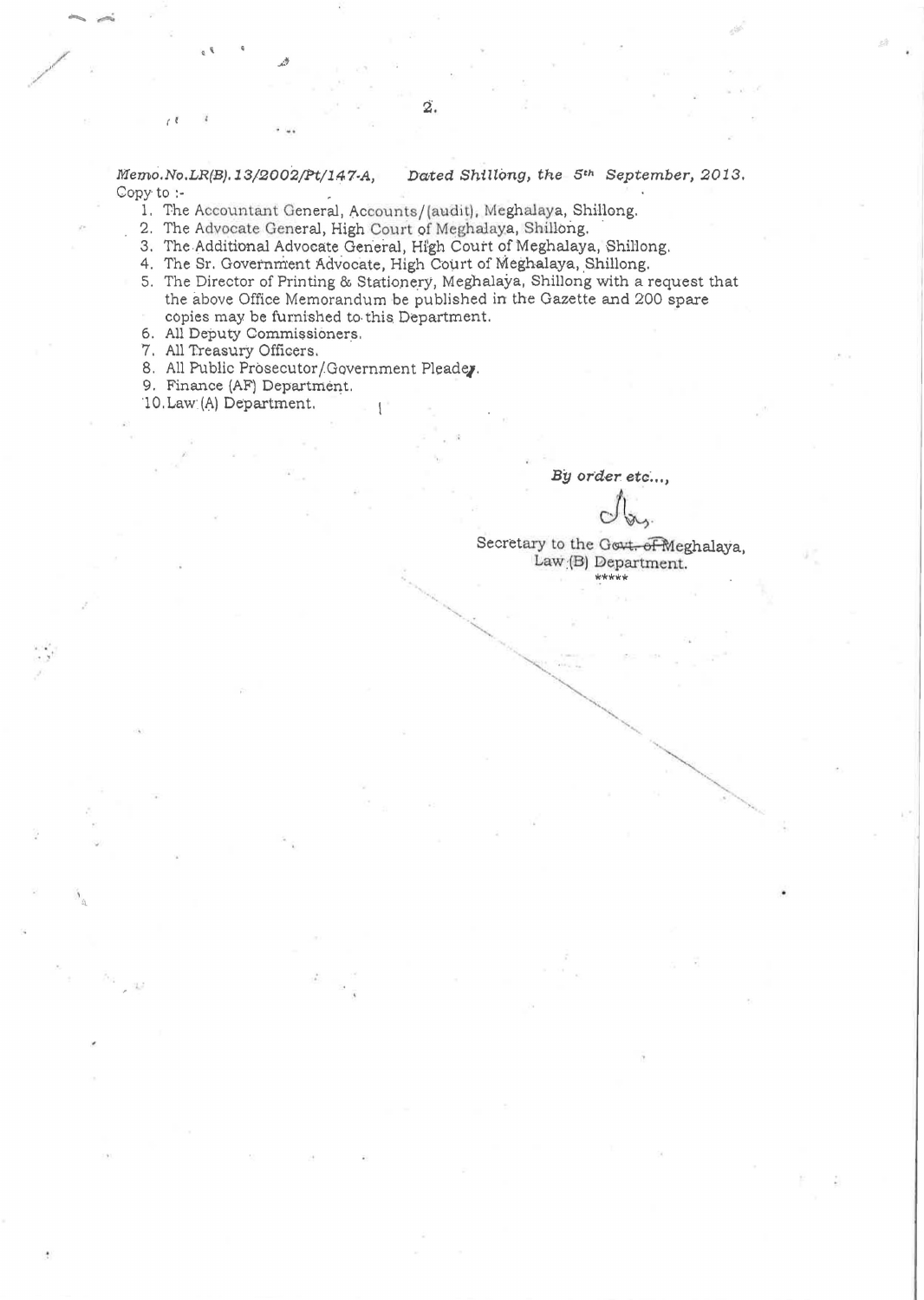*Memo.No.LR(B).13/2002/Pt/147-A,* *Dated Shillong, the 5th September, 2013.*

Copy to :-

1. The Accountant General, Accounts/(audit), Meghalaya, Shillong.
2. The Advocate General, High Court of Meghalaya, Shillong.
3. The Additional Advocate General, High Court of Meghalaya, Shillong.
4. The Sr. Government Advocate, High Court of Meghalaya, Shillong.
5. The Director of Printing & Stationery, Meghalaya, Shillong with a request that the above Office Memorandum be published in the Gazette and 200 spare copies may be furnished to this Department.
6. All Deputy Commissioners.
7. All Treasury Officers.
8. All Public Prosecutor/Government Pleader.
9. Finance (AF) Department.
10. Law (A) Department.

*By order etc...,*

Secretary to the ~~Govt. of~~ Meghalaya,
Law (B) Department.

\*\*\*\*\*